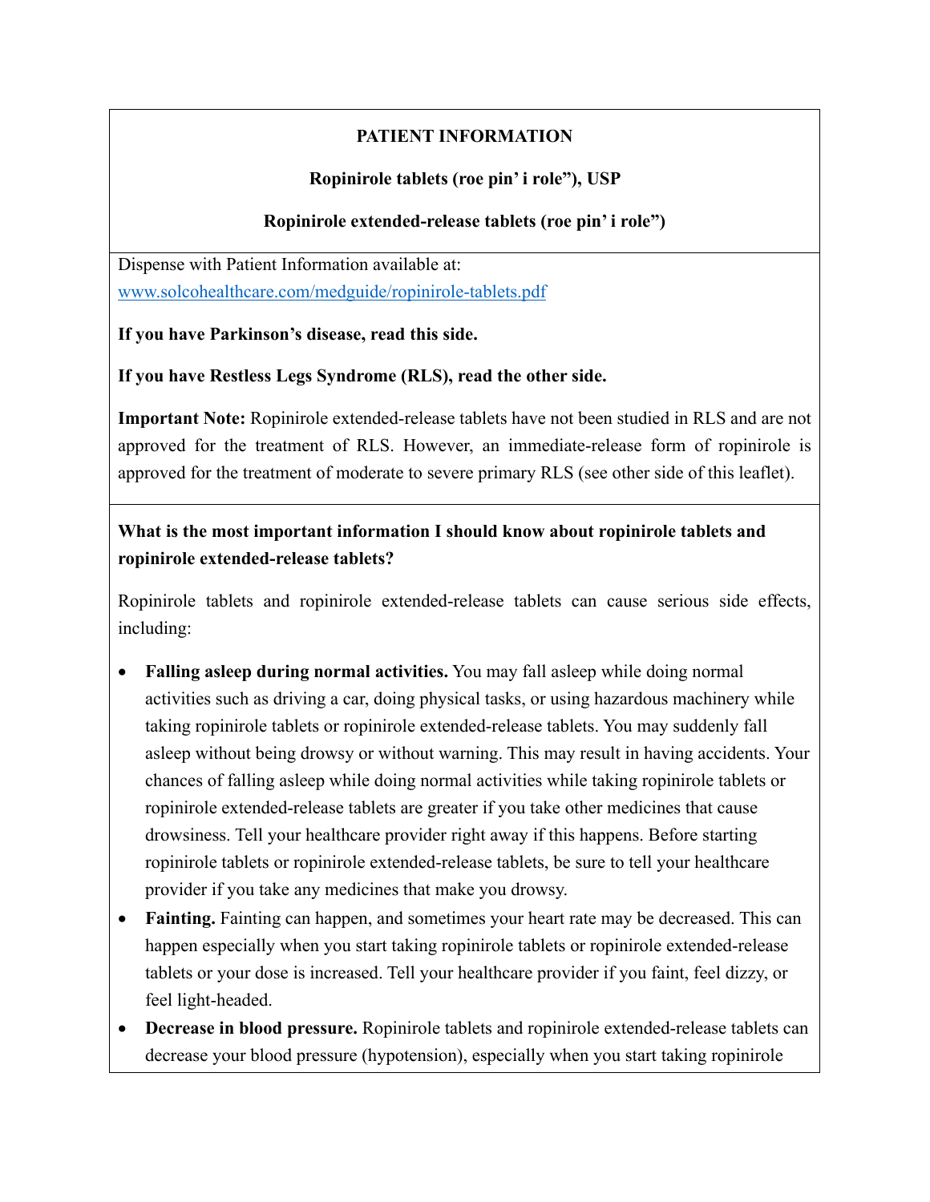**PATIENT INFORMATION**

**Ropinirole tablets (roe pin' i role"), USP**

**Ropinirole extended-release tablets (roe pin' i role")**

Dispense with Patient Information available at:
www.solcohealthcare.com/medguide/ropinirole-tablets.pdf

**If you have Parkinson's disease, read this side.**

**If you have Restless Legs Syndrome (RLS), read the other side.**

**Important Note:** Ropinirole extended-release tablets have not been studied in RLS and are not approved for the treatment of RLS. However, an immediate-release form of ropinirole is approved for the treatment of moderate to severe primary RLS (see other side of this leaflet).

**What is the most important information I should know about ropinirole tablets and ropinirole extended-release tablets?**

Ropinirole tablets and ropinirole extended-release tablets can cause serious side effects, including:

- **Falling asleep during normal activities.** You may fall asleep while doing normal activities such as driving a car, doing physical tasks, or using hazardous machinery while taking ropinirole tablets or ropinirole extended-release tablets. You may suddenly fall asleep without being drowsy or without warning. This may result in having accidents. Your chances of falling asleep while doing normal activities while taking ropinirole tablets or ropinirole extended-release tablets are greater if you take other medicines that cause drowsiness. Tell your healthcare provider right away if this happens. Before starting ropinirole tablets or ropinirole extended-release tablets, be sure to tell your healthcare provider if you take any medicines that make you drowsy.
- **Fainting.** Fainting can happen, and sometimes your heart rate may be decreased. This can happen especially when you start taking ropinirole tablets or ropinirole extended-release tablets or your dose is increased. Tell your healthcare provider if you faint, feel dizzy, or feel light-headed.
- **Decrease in blood pressure.** Ropinirole tablets and ropinirole extended-release tablets can decrease your blood pressure (hypotension), especially when you start taking ropinirole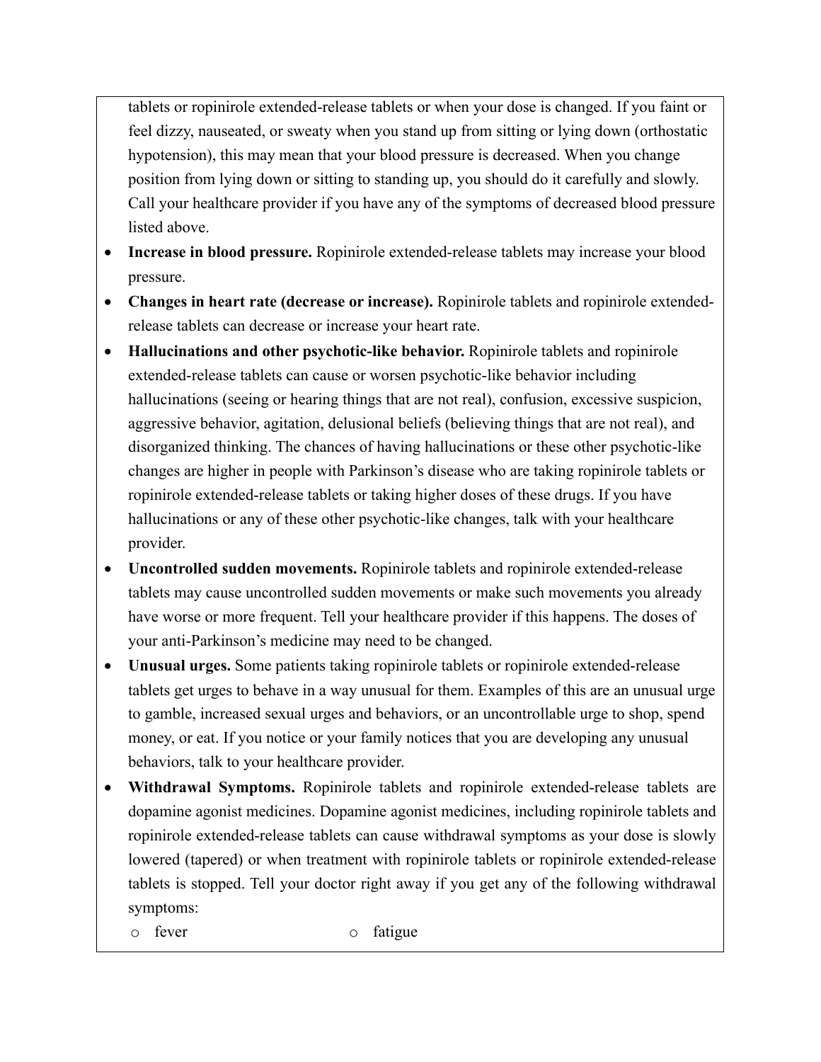tablets or ropinirole extended-release tablets or when your dose is changed. If you faint or feel dizzy, nauseated, or sweaty when you stand up from sitting or lying down (orthostatic hypotension), this may mean that your blood pressure is decreased. When you change position from lying down or sitting to standing up, you should do it carefully and slowly. Call your healthcare provider if you have any of the symptoms of decreased blood pressure listed above.

- **Increase in blood pressure.** Ropinirole extended-release tablets may increase your blood pressure.
- **Changes in heart rate (decrease or increase).** Ropinirole tablets and ropinirole extended-release tablets can decrease or increase your heart rate.
- **Hallucinations and other psychotic-like behavior.** Ropinirole tablets and ropinirole extended-release tablets can cause or worsen psychotic-like behavior including hallucinations (seeing or hearing things that are not real), confusion, excessive suspicion, aggressive behavior, agitation, delusional beliefs (believing things that are not real), and disorganized thinking. The chances of having hallucinations or these other psychotic-like changes are higher in people with Parkinson's disease who are taking ropinirole tablets or ropinirole extended-release tablets or taking higher doses of these drugs. If you have hallucinations or any of these other psychotic-like changes, talk with your healthcare provider.
- **Uncontrolled sudden movements.** Ropinirole tablets and ropinirole extended-release tablets may cause uncontrolled sudden movements or make such movements you already have worse or more frequent. Tell your healthcare provider if this happens. The doses of your anti-Parkinson's medicine may need to be changed.
- **Unusual urges.** Some patients taking ropinirole tablets or ropinirole extended-release tablets get urges to behave in a way unusual for them. Examples of this are an unusual urge to gamble, increased sexual urges and behaviors, or an uncontrollable urge to shop, spend money, or eat. If you notice or your family notices that you are developing any unusual behaviors, talk to your healthcare provider.
- **Withdrawal Symptoms.** Ropinirole tablets and ropinirole extended-release tablets are dopamine agonist medicines. Dopamine agonist medicines, including ropinirole tablets and ropinirole extended-release tablets can cause withdrawal symptoms as your dose is slowly lowered (tapered) or when treatment with ropinirole tablets or ropinirole extended-release tablets is stopped. Tell your doctor right away if you get any of the following withdrawal symptoms:
  - fever
  - fatigue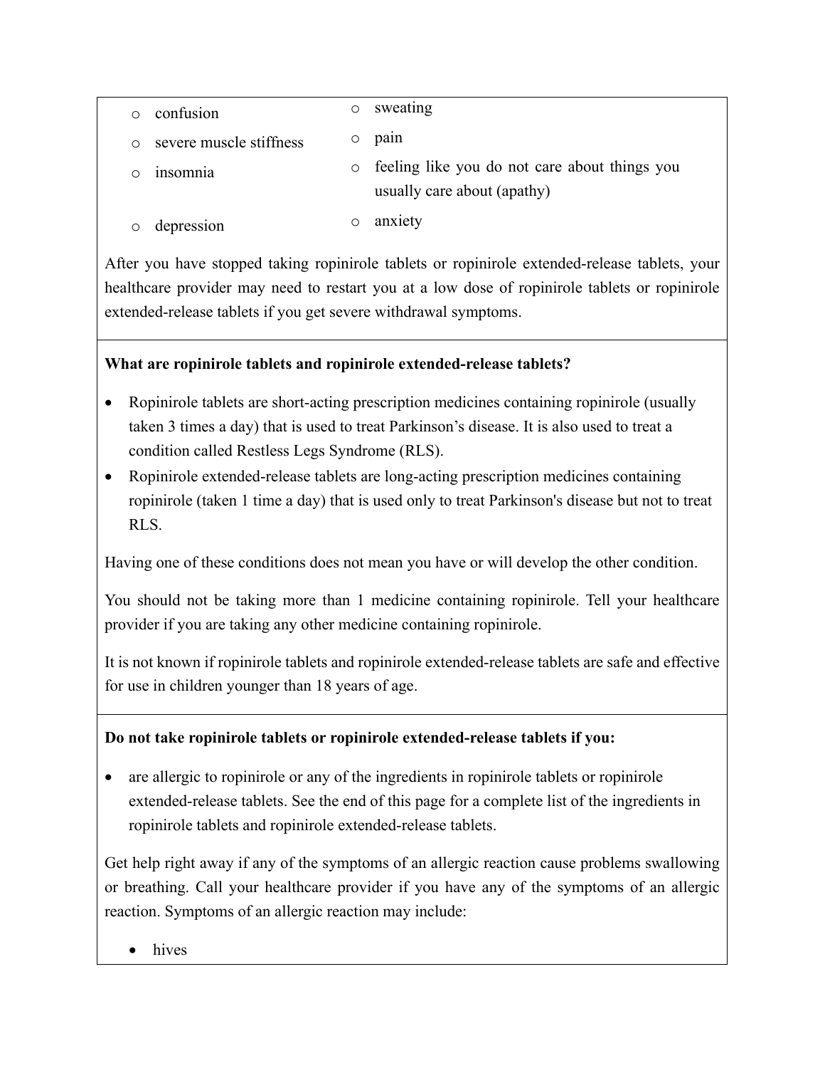- confusion
- severe muscle stiffness
- insomnia
- depression
- sweating
- pain
- feeling like you do not care about things you usually care about (apathy)
- anxiety

After you have stopped taking ropinirole tablets or ropinirole extended-release tablets, your healthcare provider may need to restart you at a low dose of ropinirole tablets or ropinirole extended-release tablets if you get severe withdrawal symptoms.

**What are ropinirole tablets and ropinirole extended-release tablets?**

- Ropinirole tablets are short-acting prescription medicines containing ropinirole (usually taken 3 times a day) that is used to treat Parkinson's disease. It is also used to treat a condition called Restless Legs Syndrome (RLS).
- Ropinirole extended-release tablets are long-acting prescription medicines containing ropinirole (taken 1 time a day) that is used only to treat Parkinson's disease but not to treat RLS.

Having one of these conditions does not mean you have or will develop the other condition.

You should not be taking more than 1 medicine containing ropinirole. Tell your healthcare provider if you are taking any other medicine containing ropinirole.

It is not known if ropinirole tablets and ropinirole extended-release tablets are safe and effective for use in children younger than 18 years of age.

**Do not take ropinirole tablets or ropinirole extended-release tablets if you:**

- are allergic to ropinirole or any of the ingredients in ropinirole tablets or ropinirole extended-release tablets. See the end of this page for a complete list of the ingredients in ropinirole tablets and ropinirole extended-release tablets.

Get help right away if any of the symptoms of an allergic reaction cause problems swallowing or breathing. Call your healthcare provider if you have any of the symptoms of an allergic reaction. Symptoms of an allergic reaction may include:

- hives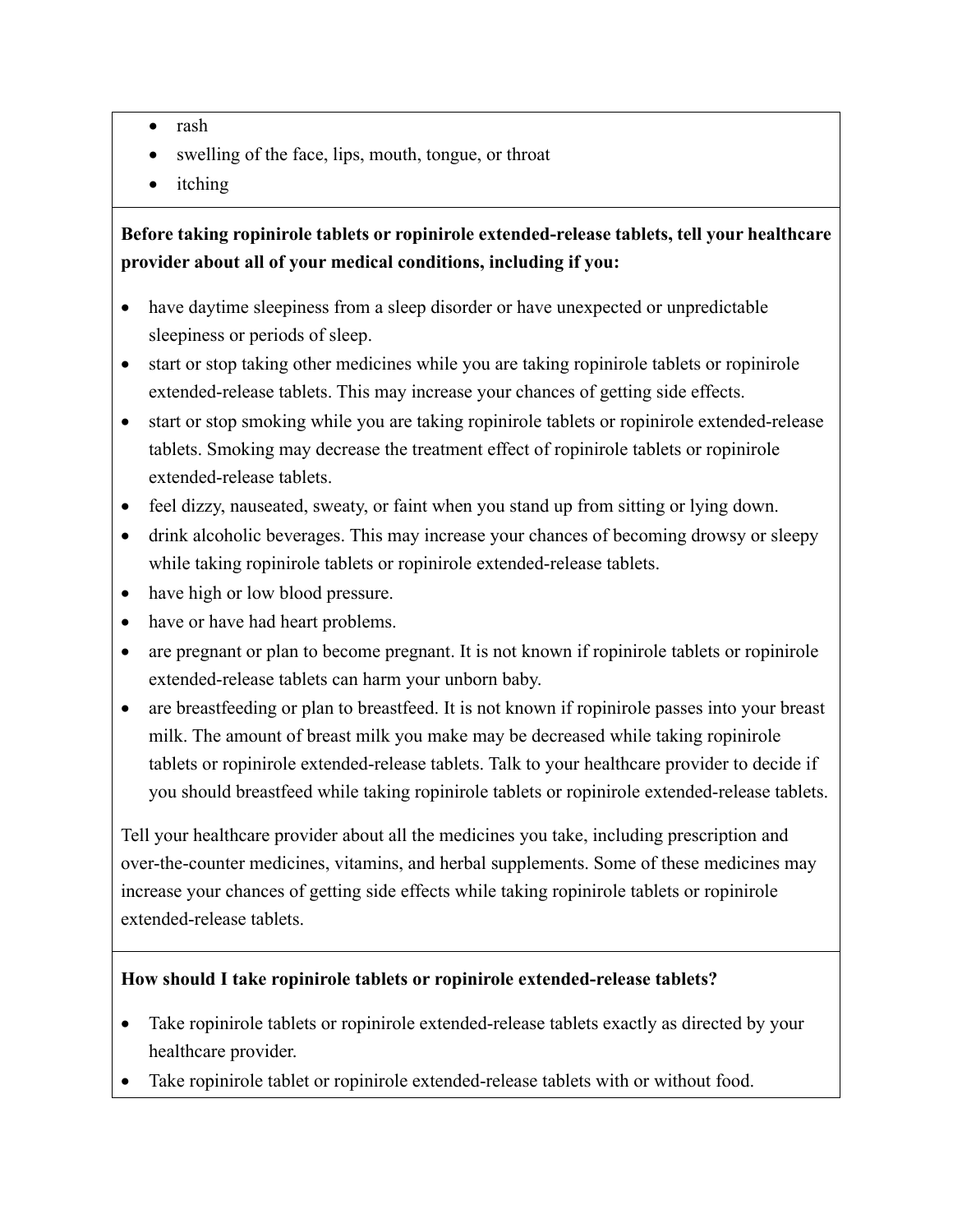- rash
- swelling of the face, lips, mouth, tongue, or throat
- itching

**Before taking ropinirole tablets or ropinirole extended-release tablets, tell your healthcare provider about all of your medical conditions, including if you:**

- have daytime sleepiness from a sleep disorder or have unexpected or unpredictable sleepiness or periods of sleep.
- start or stop taking other medicines while you are taking ropinirole tablets or ropinirole extended-release tablets. This may increase your chances of getting side effects.
- start or stop smoking while you are taking ropinirole tablets or ropinirole extended-release tablets. Smoking may decrease the treatment effect of ropinirole tablets or ropinirole extended-release tablets.
- feel dizzy, nauseated, sweaty, or faint when you stand up from sitting or lying down.
- drink alcoholic beverages. This may increase your chances of becoming drowsy or sleepy while taking ropinirole tablets or ropinirole extended-release tablets.
- have high or low blood pressure.
- have or have had heart problems.
- are pregnant or plan to become pregnant. It is not known if ropinirole tablets or ropinirole extended-release tablets can harm your unborn baby.
- are breastfeeding or plan to breastfeed. It is not known if ropinirole passes into your breast milk. The amount of breast milk you make may be decreased while taking ropinirole tablets or ropinirole extended-release tablets. Talk to your healthcare provider to decide if you should breastfeed while taking ropinirole tablets or ropinirole extended-release tablets.

Tell your healthcare provider about all the medicines you take, including prescription and over-the-counter medicines, vitamins, and herbal supplements. Some of these medicines may increase your chances of getting side effects while taking ropinirole tablets or ropinirole extended-release tablets.

**How should I take ropinirole tablets or ropinirole extended-release tablets?**

- Take ropinirole tablets or ropinirole extended-release tablets exactly as directed by your healthcare provider.
- Take ropinirole tablet or ropinirole extended-release tablets with or without food.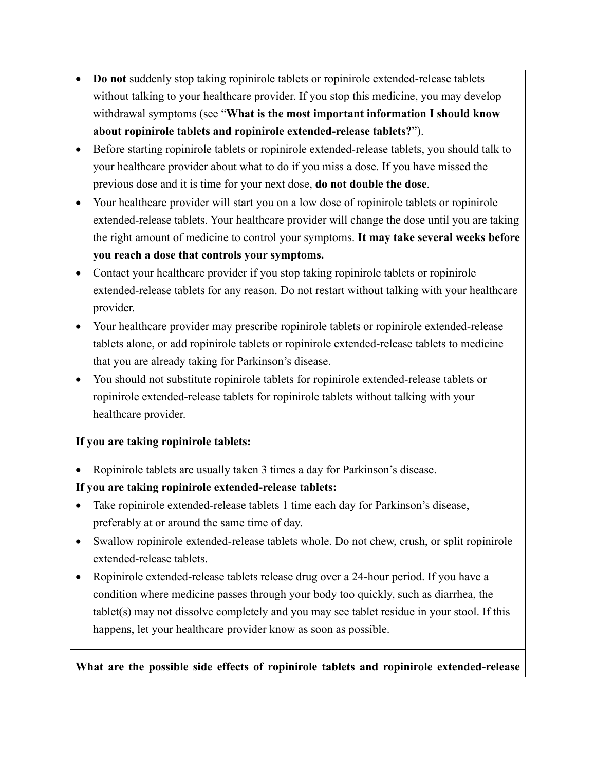- **Do not** suddenly stop taking ropinirole tablets or ropinirole extended-release tablets without talking to your healthcare provider. If you stop this medicine, you may develop withdrawal symptoms (see "**What is the most important information I should know about ropinirole tablets and ropinirole extended-release tablets?**").
- Before starting ropinirole tablets or ropinirole extended-release tablets, you should talk to your healthcare provider about what to do if you miss a dose. If you have missed the previous dose and it is time for your next dose, **do not double the dose**.
- Your healthcare provider will start you on a low dose of ropinirole tablets or ropinirole extended-release tablets. Your healthcare provider will change the dose until you are taking the right amount of medicine to control your symptoms. **It may take several weeks before you reach a dose that controls your symptoms.**
- Contact your healthcare provider if you stop taking ropinirole tablets or ropinirole extended-release tablets for any reason. Do not restart without talking with your healthcare provider.
- Your healthcare provider may prescribe ropinirole tablets or ropinirole extended-release tablets alone, or add ropinirole tablets or ropinirole extended-release tablets to medicine that you are already taking for Parkinson's disease.
- You should not substitute ropinirole tablets for ropinirole extended-release tablets or ropinirole extended-release tablets for ropinirole tablets without talking with your healthcare provider.

**If you are taking ropinirole tablets:**

- Ropinirole tablets are usually taken 3 times a day for Parkinson's disease.

**If you are taking ropinirole extended-release tablets:**

- Take ropinirole extended-release tablets 1 time each day for Parkinson's disease, preferably at or around the same time of day.
- Swallow ropinirole extended-release tablets whole. Do not chew, crush, or split ropinirole extended-release tablets.
- Ropinirole extended-release tablets release drug over a 24-hour period. If you have a condition where medicine passes through your body too quickly, such as diarrhea, the tablet(s) may not dissolve completely and you may see tablet residue in your stool. If this happens, let your healthcare provider know as soon as possible.

**What are the possible side effects of ropinirole tablets and ropinirole extended-release**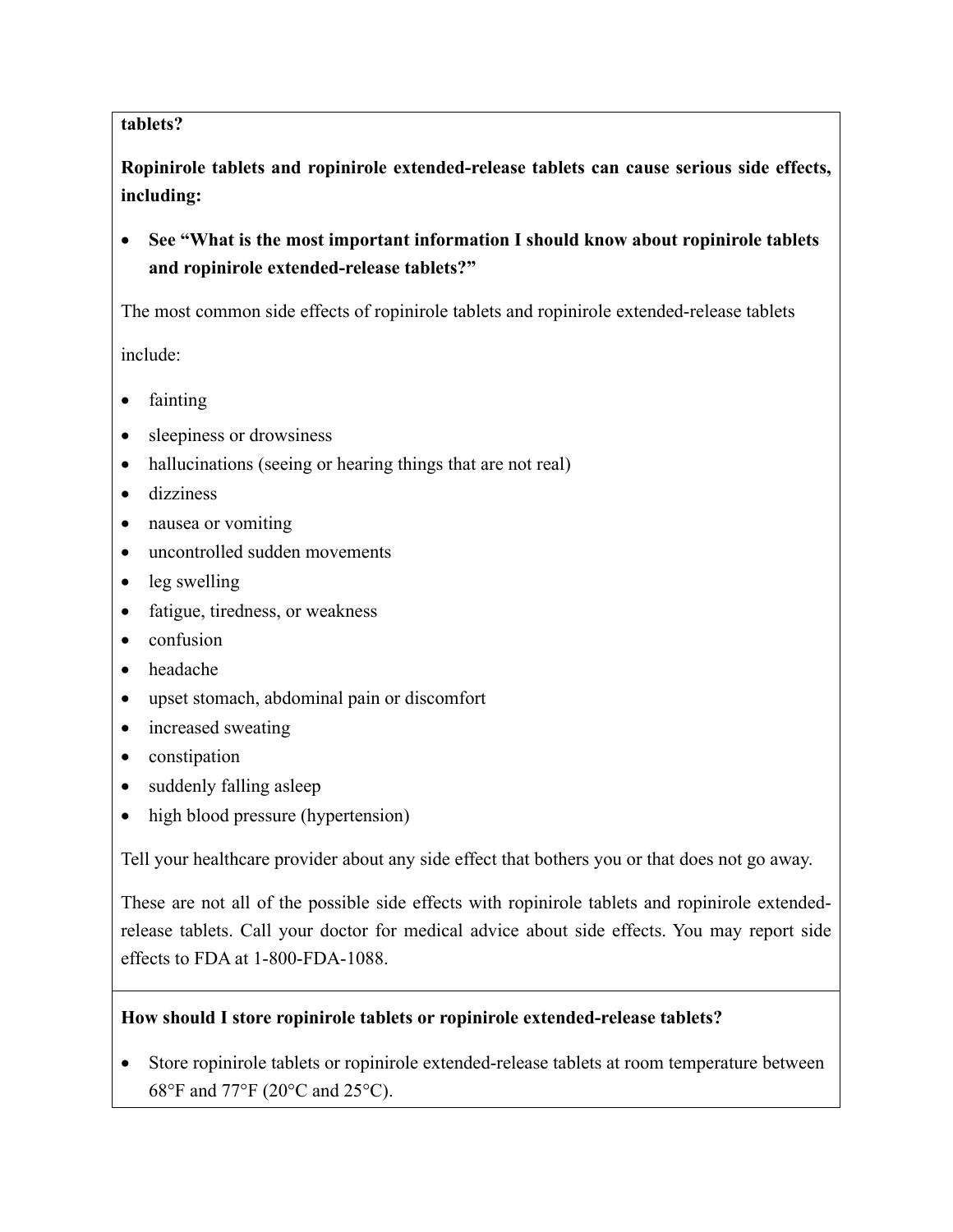**tablets?**

**Ropinirole tablets and ropinirole extended-release tablets can cause serious side effects, including:**

- **See "What is the most important information I should know about ropinirole tablets and ropinirole extended-release tablets?"**

The most common side effects of ropinirole tablets and ropinirole extended-release tablets include:

- fainting
- sleepiness or drowsiness
- hallucinations (seeing or hearing things that are not real)
- dizziness
- nausea or vomiting
- uncontrolled sudden movements
- leg swelling
- fatigue, tiredness, or weakness
- confusion
- headache
- upset stomach, abdominal pain or discomfort
- increased sweating
- constipation
- suddenly falling asleep
- high blood pressure (hypertension)

Tell your healthcare provider about any side effect that bothers you or that does not go away.

These are not all of the possible side effects with ropinirole tablets and ropinirole extended-release tablets. Call your doctor for medical advice about side effects. You may report side effects to FDA at 1-800-FDA-1088.

**How should I store ropinirole tablets or ropinirole extended-release tablets?**

- Store ropinirole tablets or ropinirole extended-release tablets at room temperature between 68°F and 77°F (20°C and 25°C).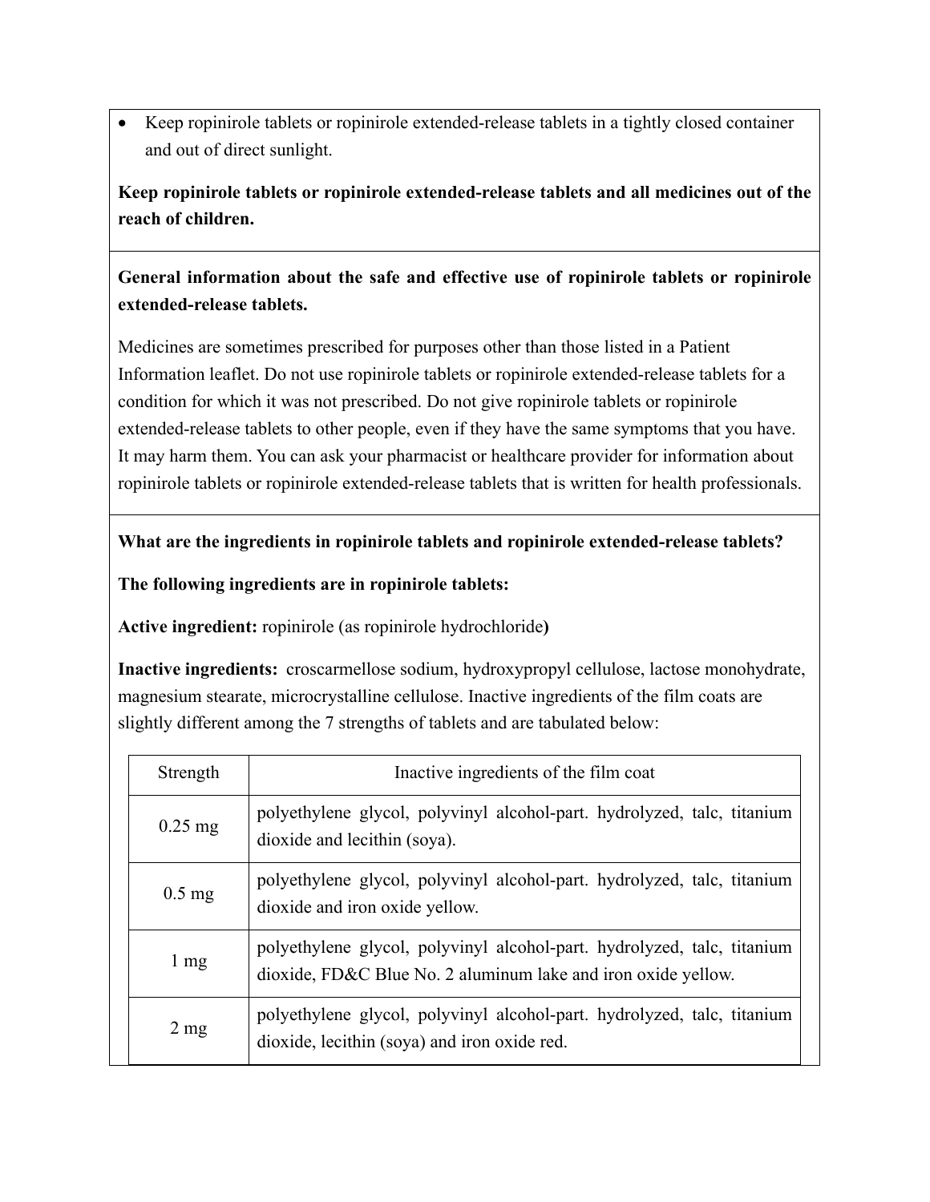- Keep ropinirole tablets or ropinirole extended-release tablets in a tightly closed container and out of direct sunlight.

**Keep ropinirole tablets or ropinirole extended-release tablets and all medicines out of the reach of children.**

**General information about the safe and effective use of ropinirole tablets or ropinirole extended-release tablets.**

Medicines are sometimes prescribed for purposes other than those listed in a Patient Information leaflet. Do not use ropinirole tablets or ropinirole extended-release tablets for a condition for which it was not prescribed. Do not give ropinirole tablets or ropinirole extended-release tablets to other people, even if they have the same symptoms that you have. It may harm them. You can ask your pharmacist or healthcare provider for information about ropinirole tablets or ropinirole extended-release tablets that is written for health professionals.

**What are the ingredients in ropinirole tablets and ropinirole extended-release tablets?**

**The following ingredients are in ropinirole tablets:**

**Active ingredient:** ropinirole (as ropinirole hydrochloride)

**Inactive ingredients:** croscarmellose sodium, hydroxypropyl cellulose, lactose monohydrate, magnesium stearate, microcrystalline cellulose. Inactive ingredients of the film coats are slightly different among the 7 strengths of tablets and are tabulated below:

| Strength | Inactive ingredients of the film coat |
| --- | --- |
| 0.25 mg | polyethylene glycol, polyvinyl alcohol-part. hydrolyzed, talc, titanium dioxide and lecithin (soya). |
| 0.5 mg | polyethylene glycol, polyvinyl alcohol-part. hydrolyzed, talc, titanium dioxide and iron oxide yellow. |
| 1 mg | polyethylene glycol, polyvinyl alcohol-part. hydrolyzed, talc, titanium dioxide, FD&C Blue No. 2 aluminum lake and iron oxide yellow. |
| 2 mg | polyethylene glycol, polyvinyl alcohol-part. hydrolyzed, talc, titanium dioxide, lecithin (soya) and iron oxide red. |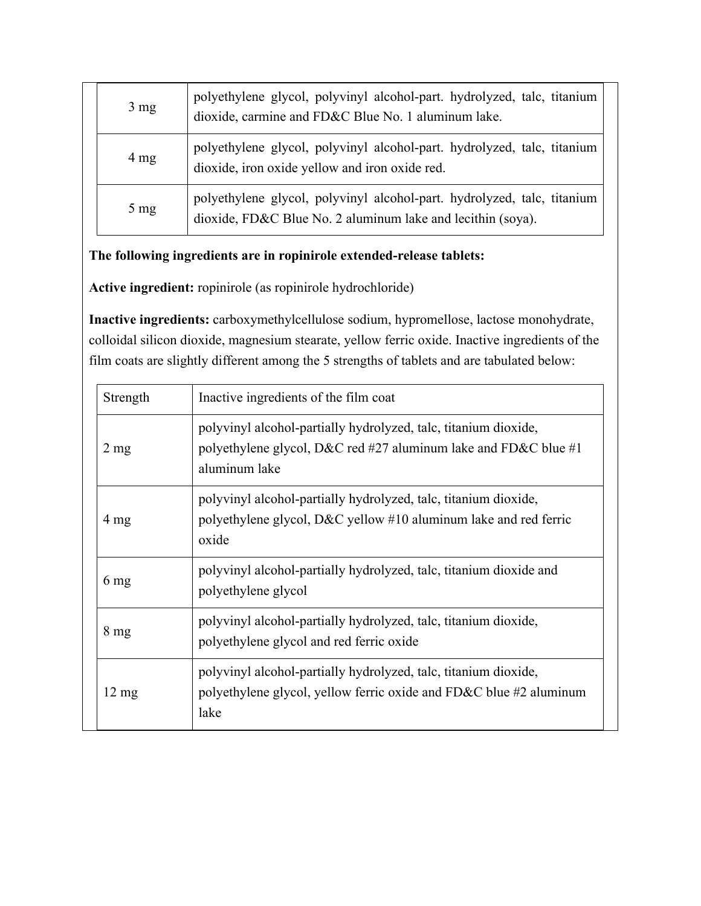| | |
|---|---|
| 3 mg | polyethylene glycol, polyvinyl alcohol-part. hydrolyzed, talc, titanium dioxide, carmine and FD&C Blue No. 1 aluminum lake. |
| 4 mg | polyethylene glycol, polyvinyl alcohol-part. hydrolyzed, talc, titanium dioxide, iron oxide yellow and iron oxide red. |
| 5 mg | polyethylene glycol, polyvinyl alcohol-part. hydrolyzed, talc, titanium dioxide, FD&C Blue No. 2 aluminum lake and lecithin (soya). |

**The following ingredients are in ropinirole extended-release tablets:**

**Active ingredient:** ropinirole (as ropinirole hydrochloride)

**Inactive ingredients:** carboxymethylcellulose sodium, hypromellose, lactose monohydrate, colloidal silicon dioxide, magnesium stearate, yellow ferric oxide. Inactive ingredients of the film coats are slightly different among the 5 strengths of tablets and are tabulated below:

| Strength | Inactive ingredients of the film coat |
|---|---|
| 2 mg | polyvinyl alcohol-partially hydrolyzed, talc, titanium dioxide, polyethylene glycol, D&C red #27 aluminum lake and FD&C blue #1 aluminum lake |
| 4 mg | polyvinyl alcohol-partially hydrolyzed, talc, titanium dioxide, polyethylene glycol, D&C yellow #10 aluminum lake and red ferric oxide |
| 6 mg | polyvinyl alcohol-partially hydrolyzed, talc, titanium dioxide and polyethylene glycol |
| 8 mg | polyvinyl alcohol-partially hydrolyzed, talc, titanium dioxide, polyethylene glycol and red ferric oxide |
| 12 mg | polyvinyl alcohol-partially hydrolyzed, talc, titanium dioxide, polyethylene glycol, yellow ferric oxide and FD&C blue #2 aluminum lake |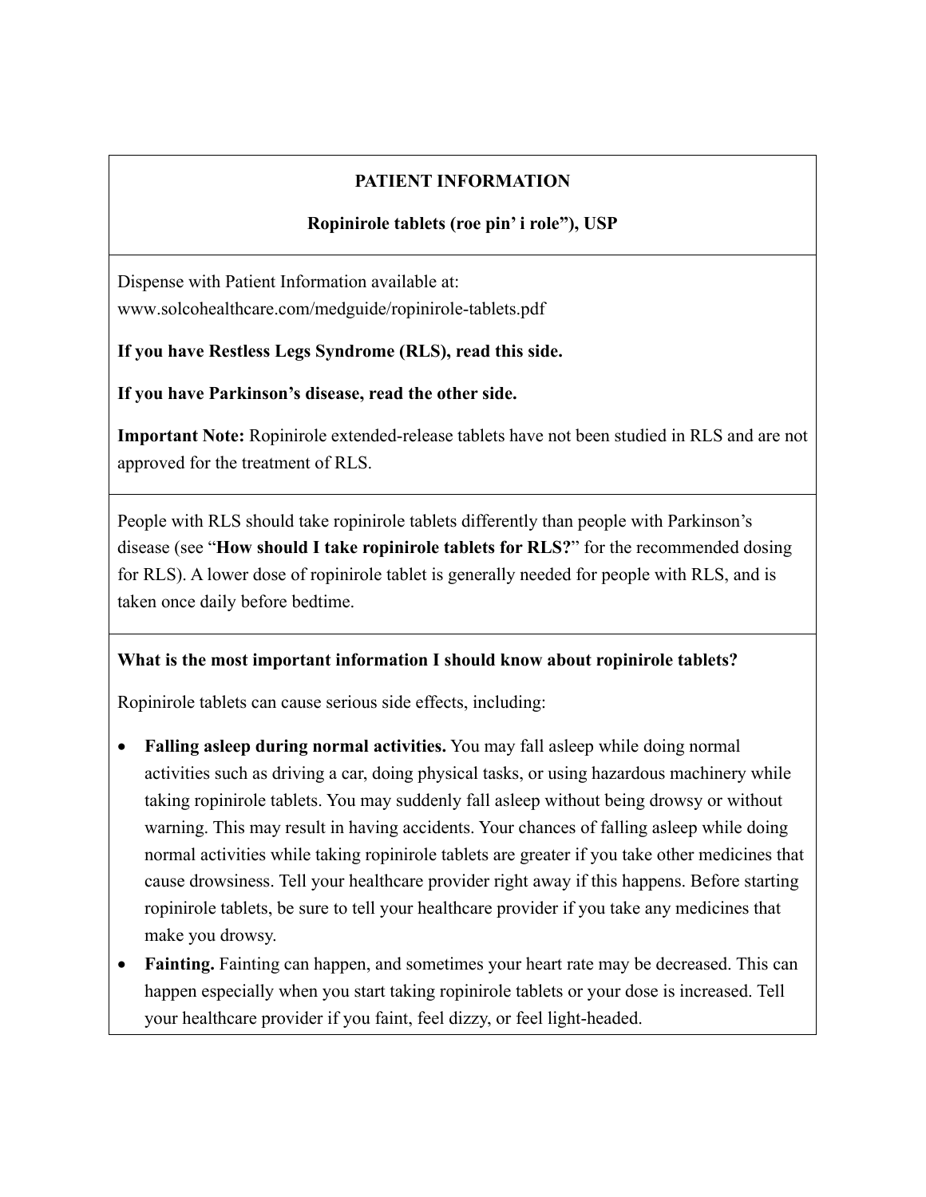## PATIENT INFORMATION

### Ropinirole tablets (roe pin' i role"), USP

Dispense with Patient Information available at: www.solcohealthcare.com/medguide/ropinirole-tablets.pdf

**If you have Restless Legs Syndrome (RLS), read this side.**

**If you have Parkinson's disease, read the other side.**

**Important Note:** Ropinirole extended-release tablets have not been studied in RLS and are not approved for the treatment of RLS.

People with RLS should take ropinirole tablets differently than people with Parkinson's disease (see "**How should I take ropinirole tablets for RLS?**" for the recommended dosing for RLS). A lower dose of ropinirole tablet is generally needed for people with RLS, and is taken once daily before bedtime.

**What is the most important information I should know about ropinirole tablets?**

Ropinirole tablets can cause serious side effects, including:

- **Falling asleep during normal activities.** You may fall asleep while doing normal activities such as driving a car, doing physical tasks, or using hazardous machinery while taking ropinirole tablets. You may suddenly fall asleep without being drowsy or without warning. This may result in having accidents. Your chances of falling asleep while doing normal activities while taking ropinirole tablets are greater if you take other medicines that cause drowsiness. Tell your healthcare provider right away if this happens. Before starting ropinirole tablets, be sure to tell your healthcare provider if you take any medicines that make you drowsy.
- **Fainting.** Fainting can happen, and sometimes your heart rate may be decreased. This can happen especially when you start taking ropinirole tablets or your dose is increased. Tell your healthcare provider if you faint, feel dizzy, or feel light-headed.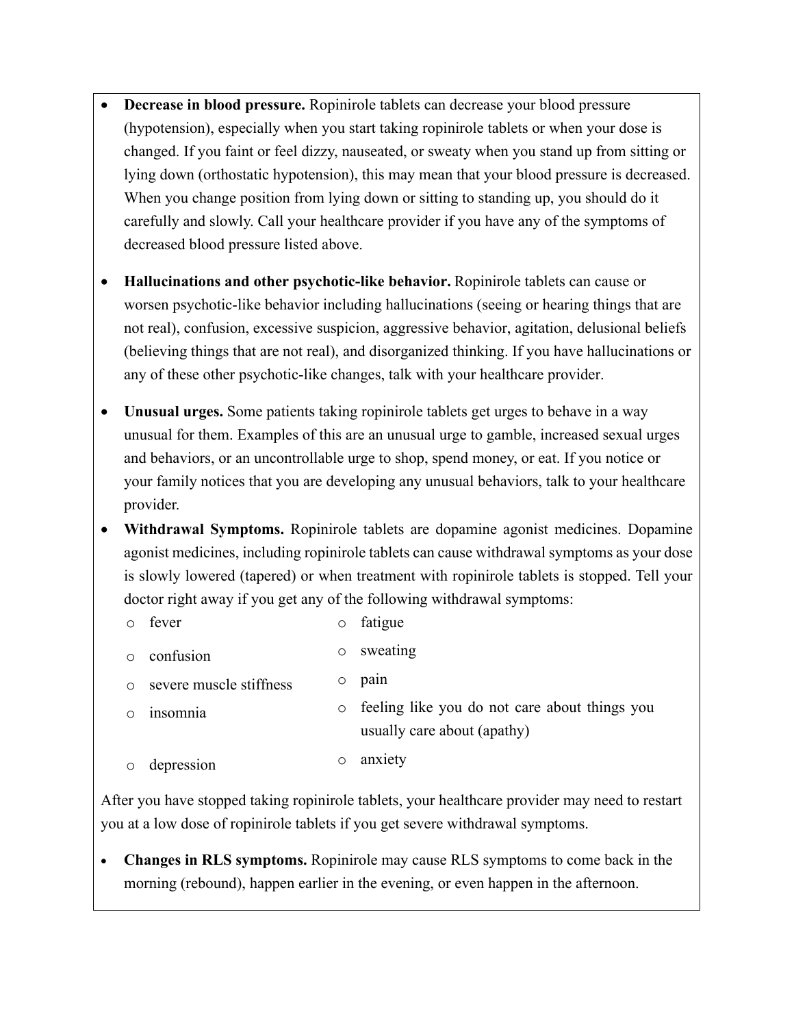- **Decrease in blood pressure.** Ropinirole tablets can decrease your blood pressure (hypotension), especially when you start taking ropinirole tablets or when your dose is changed. If you faint or feel dizzy, nauseated, or sweaty when you stand up from sitting or lying down (orthostatic hypotension), this may mean that your blood pressure is decreased. When you change position from lying down or sitting to standing up, you should do it carefully and slowly. Call your healthcare provider if you have any of the symptoms of decreased blood pressure listed above.

- **Hallucinations and other psychotic-like behavior.** Ropinirole tablets can cause or worsen psychotic-like behavior including hallucinations (seeing or hearing things that are not real), confusion, excessive suspicion, aggressive behavior, agitation, delusional beliefs (believing things that are not real), and disorganized thinking. If you have hallucinations or any of these other psychotic-like changes, talk with your healthcare provider.

- **Unusual urges.** Some patients taking ropinirole tablets get urges to behave in a way unusual for them. Examples of this are an unusual urge to gamble, increased sexual urges and behaviors, or an uncontrollable urge to shop, spend money, or eat. If you notice or your family notices that you are developing any unusual behaviors, talk to your healthcare provider.
- **Withdrawal Symptoms.** Ropinirole tablets are dopamine agonist medicines. Dopamine agonist medicines, including ropinirole tablets can cause withdrawal symptoms as your dose is slowly lowered (tapered) or when treatment with ropinirole tablets is stopped. Tell your doctor right away if you get any of the following withdrawal symptoms:
  - fever
  - confusion
  - severe muscle stiffness
  - insomnia
  - depression
  - fatigue
  - sweating
  - pain
  - feeling like you do not care about things you usually care about (apathy)
  - anxiety

After you have stopped taking ropinirole tablets, your healthcare provider may need to restart you at a low dose of ropinirole tablets if you get severe withdrawal symptoms.

- **Changes in RLS symptoms.** Ropinirole may cause RLS symptoms to come back in the morning (rebound), happen earlier in the evening, or even happen in the afternoon.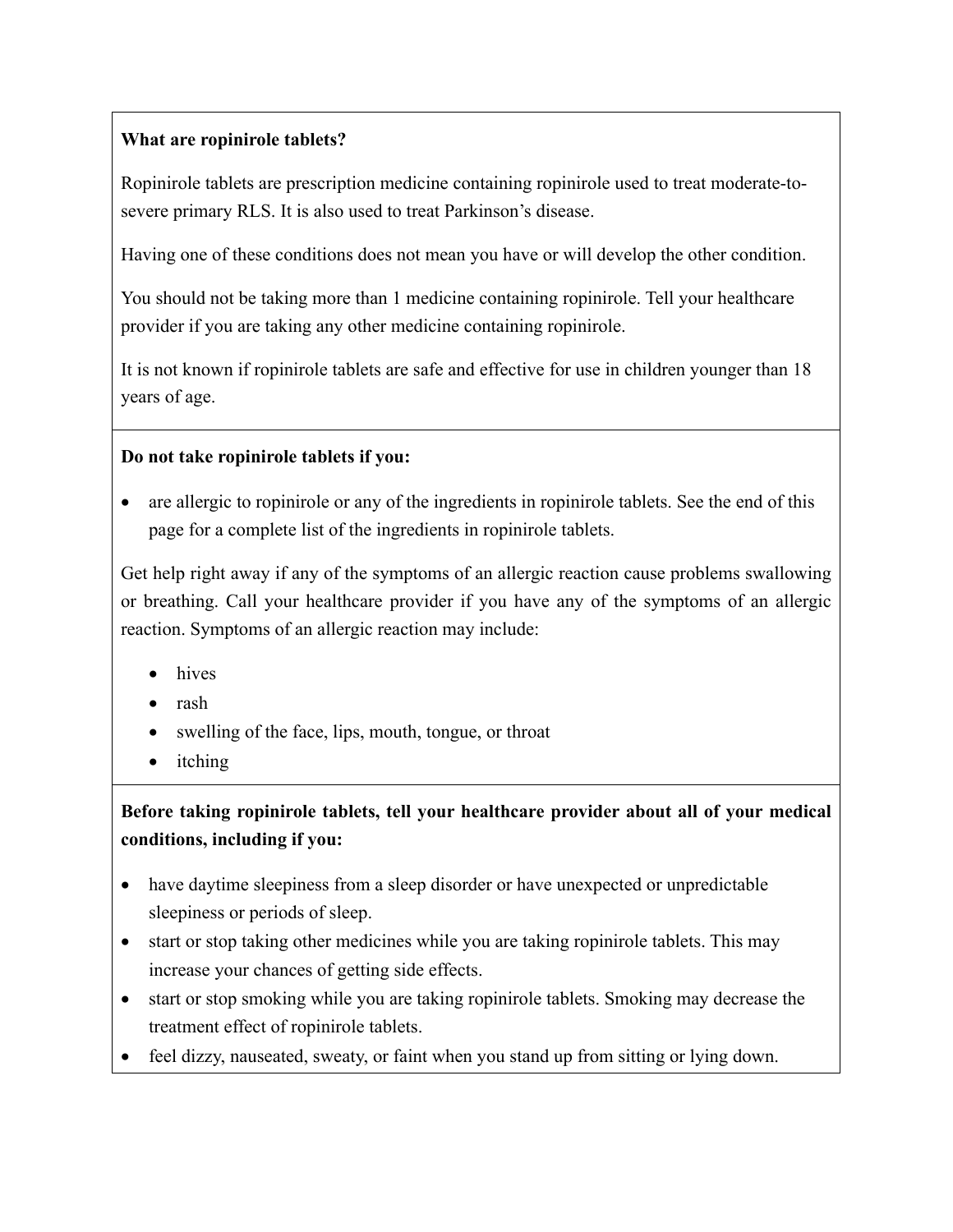**What are ropinirole tablets?**

Ropinirole tablets are prescription medicine containing ropinirole used to treat moderate-to-severe primary RLS. It is also used to treat Parkinson's disease.

Having one of these conditions does not mean you have or will develop the other condition.

You should not be taking more than 1 medicine containing ropinirole. Tell your healthcare provider if you are taking any other medicine containing ropinirole.

It is not known if ropinirole tablets are safe and effective for use in children younger than 18 years of age.

**Do not take ropinirole tablets if you:**

- are allergic to ropinirole or any of the ingredients in ropinirole tablets. See the end of this page for a complete list of the ingredients in ropinirole tablets.

Get help right away if any of the symptoms of an allergic reaction cause problems swallowing or breathing. Call your healthcare provider if you have any of the symptoms of an allergic reaction. Symptoms of an allergic reaction may include:

- hives
- rash
- swelling of the face, lips, mouth, tongue, or throat
- itching

**Before taking ropinirole tablets, tell your healthcare provider about all of your medical conditions, including if you:**

- have daytime sleepiness from a sleep disorder or have unexpected or unpredictable sleepiness or periods of sleep.
- start or stop taking other medicines while you are taking ropinirole tablets. This may increase your chances of getting side effects.
- start or stop smoking while you are taking ropinirole tablets. Smoking may decrease the treatment effect of ropinirole tablets.
- feel dizzy, nauseated, sweaty, or faint when you stand up from sitting or lying down.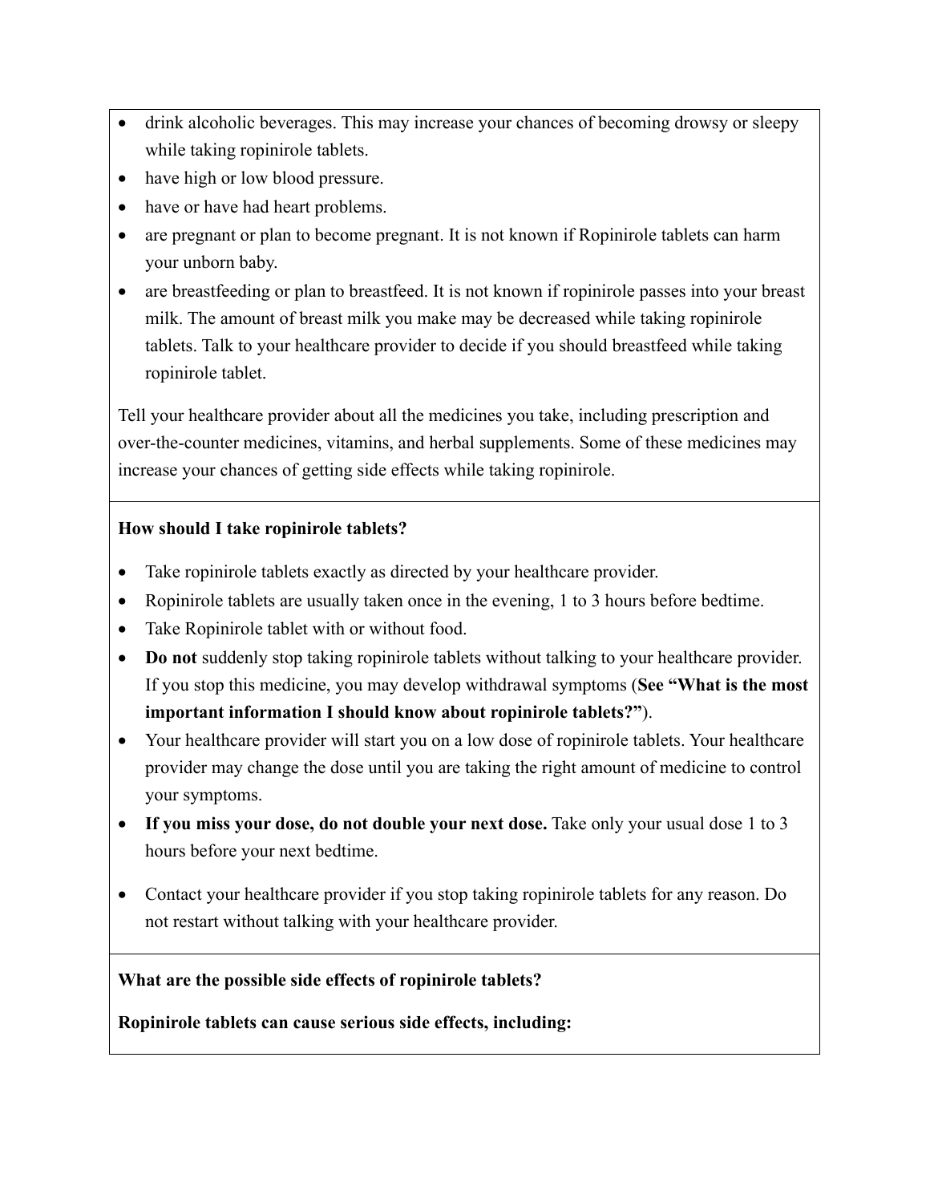- drink alcoholic beverages. This may increase your chances of becoming drowsy or sleepy while taking ropinirole tablets.
- have high or low blood pressure.
- have or have had heart problems.
- are pregnant or plan to become pregnant. It is not known if Ropinirole tablets can harm your unborn baby.
- are breastfeeding or plan to breastfeed. It is not known if ropinirole passes into your breast milk. The amount of breast milk you make may be decreased while taking ropinirole tablets. Talk to your healthcare provider to decide if you should breastfeed while taking ropinirole tablet.

Tell your healthcare provider about all the medicines you take, including prescription and over-the-counter medicines, vitamins, and herbal supplements. Some of these medicines may increase your chances of getting side effects while taking ropinirole.

**How should I take ropinirole tablets?**

- Take ropinirole tablets exactly as directed by your healthcare provider.
- Ropinirole tablets are usually taken once in the evening, 1 to 3 hours before bedtime.
- Take Ropinirole tablet with or without food.
- **Do not** suddenly stop taking ropinirole tablets without talking to your healthcare provider. If you stop this medicine, you may develop withdrawal symptoms (**See "What is the most important information I should know about ropinirole tablets?"**).
- Your healthcare provider will start you on a low dose of ropinirole tablets. Your healthcare provider may change the dose until you are taking the right amount of medicine to control your symptoms.
- **If you miss your dose, do not double your next dose.** Take only your usual dose 1 to 3 hours before your next bedtime.
- Contact your healthcare provider if you stop taking ropinirole tablets for any reason. Do not restart without talking with your healthcare provider.

**What are the possible side effects of ropinirole tablets?**

**Ropinirole tablets can cause serious side effects, including:**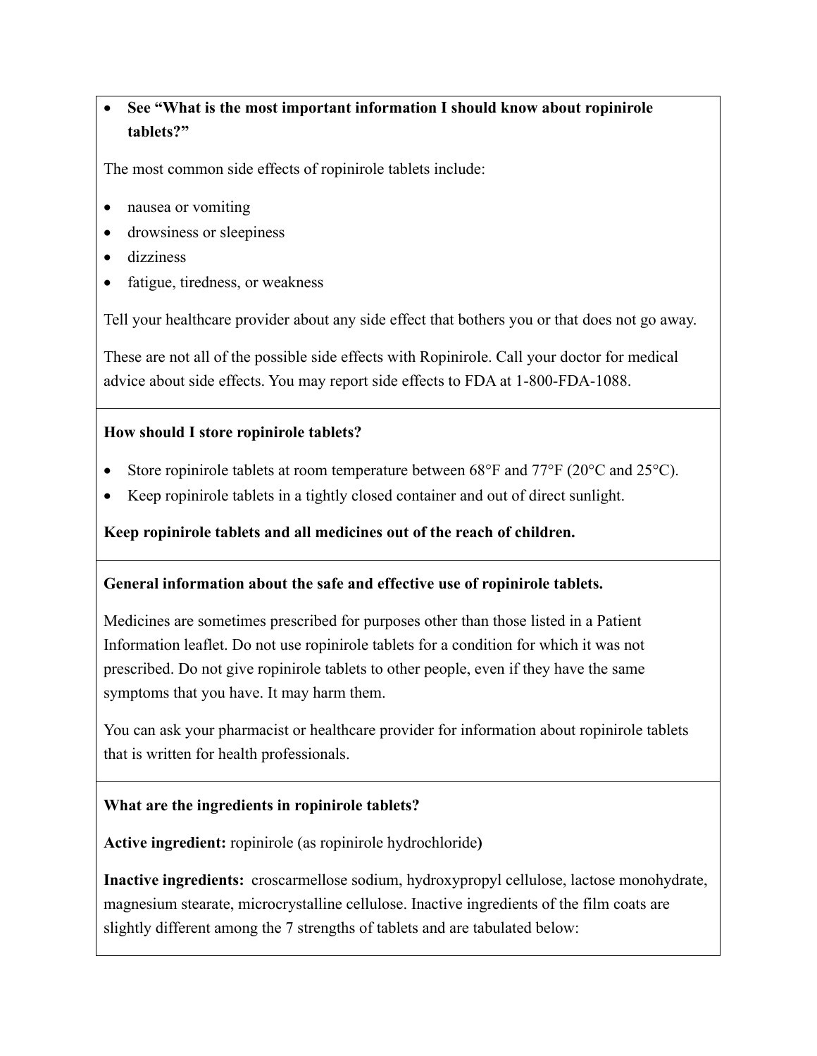- **See "What is the most important information I should know about ropinirole tablets?"**

The most common side effects of ropinirole tablets include:

- nausea or vomiting
- drowsiness or sleepiness
- dizziness
- fatigue, tiredness, or weakness

Tell your healthcare provider about any side effect that bothers you or that does not go away.

These are not all of the possible side effects with Ropinirole. Call your doctor for medical advice about side effects. You may report side effects to FDA at 1-800-FDA-1088.

**How should I store ropinirole tablets?**

- Store ropinirole tablets at room temperature between 68°F and 77°F (20°C and 25°C).
- Keep ropinirole tablets in a tightly closed container and out of direct sunlight.

**Keep ropinirole tablets and all medicines out of the reach of children.**

**General information about the safe and effective use of ropinirole tablets.**

Medicines are sometimes prescribed for purposes other than those listed in a Patient Information leaflet. Do not use ropinirole tablets for a condition for which it was not prescribed. Do not give ropinirole tablets to other people, even if they have the same symptoms that you have. It may harm them.

You can ask your pharmacist or healthcare provider for information about ropinirole tablets that is written for health professionals.

**What are the ingredients in ropinirole tablets?**

**Active ingredient:** ropinirole (as ropinirole hydrochloride**)**

**Inactive ingredients:** croscarmellose sodium, hydroxypropyl cellulose, lactose monohydrate, magnesium stearate, microcrystalline cellulose. Inactive ingredients of the film coats are slightly different among the 7 strengths of tablets and are tabulated below: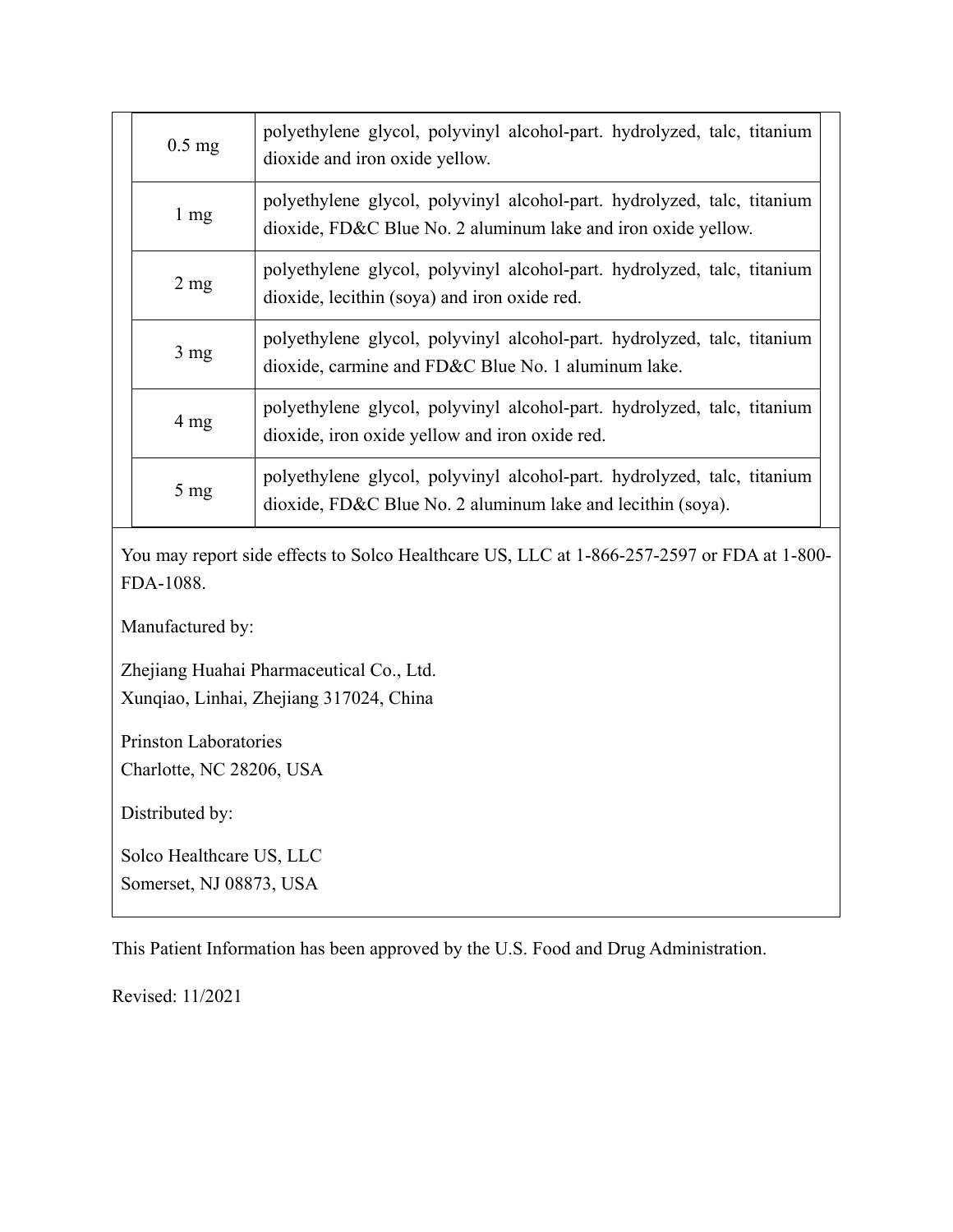| | |
|---|---|
| 0.5 mg | polyethylene glycol, polyvinyl alcohol-part. hydrolyzed, talc, titanium dioxide and iron oxide yellow. |
| 1 mg | polyethylene glycol, polyvinyl alcohol-part. hydrolyzed, talc, titanium dioxide, FD&C Blue No. 2 aluminum lake and iron oxide yellow. |
| 2 mg | polyethylene glycol, polyvinyl alcohol-part. hydrolyzed, talc, titanium dioxide, lecithin (soya) and iron oxide red. |
| 3 mg | polyethylene glycol, polyvinyl alcohol-part. hydrolyzed, talc, titanium dioxide, carmine and FD&C Blue No. 1 aluminum lake. |
| 4 mg | polyethylene glycol, polyvinyl alcohol-part. hydrolyzed, talc, titanium dioxide, iron oxide yellow and iron oxide red. |
| 5 mg | polyethylene glycol, polyvinyl alcohol-part. hydrolyzed, talc, titanium dioxide, FD&C Blue No. 2 aluminum lake and lecithin (soya). |

You may report side effects to Solco Healthcare US, LLC at 1-866-257-2597 or FDA at 1-800-FDA-1088.

Manufactured by:

Zhejiang Huahai Pharmaceutical Co., Ltd.
Xunqiao, Linhai, Zhejiang 317024, China

Prinston Laboratories
Charlotte, NC 28206, USA

Distributed by:

Solco Healthcare US, LLC
Somerset, NJ 08873, USA

This Patient Information has been approved by the U.S. Food and Drug Administration.

Revised: 11/2021